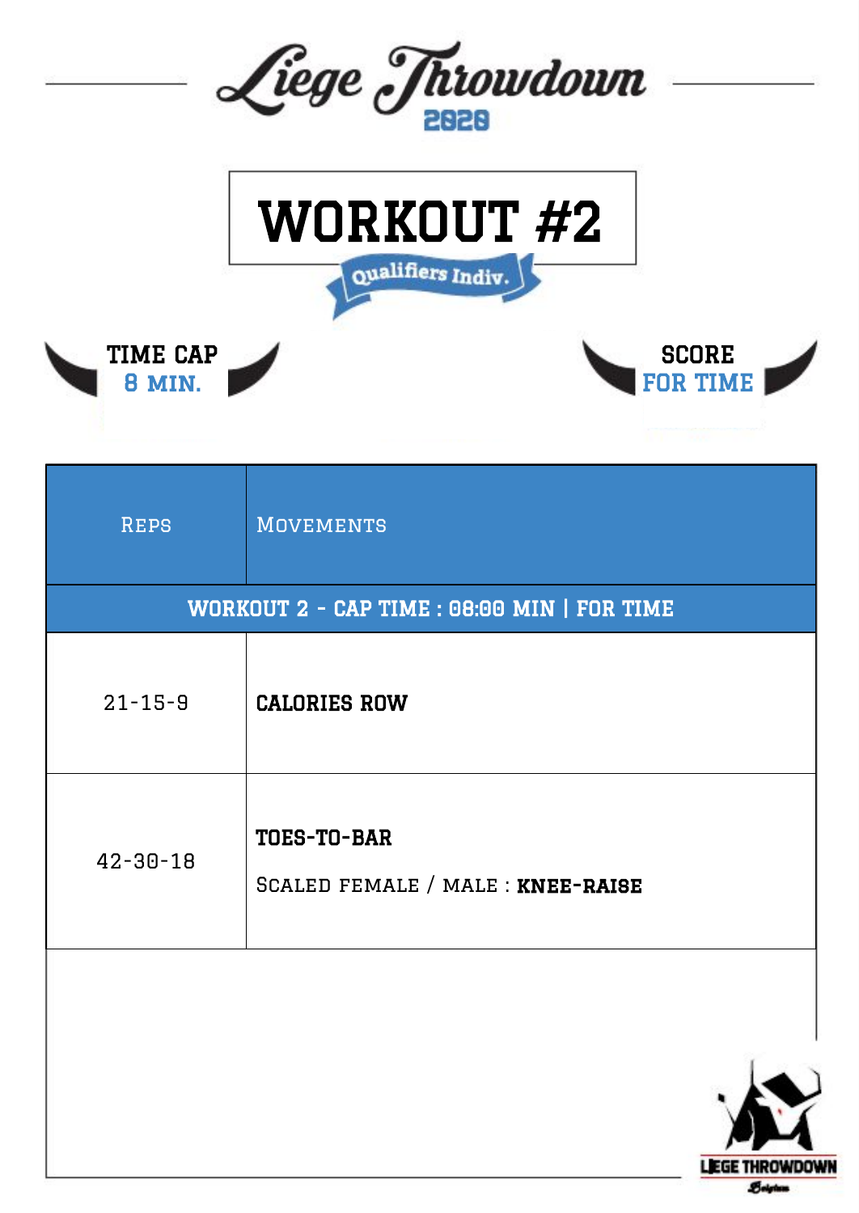# Liege Throwdown 2020

## WORKOUT #2

Qualifiers Indiv.

**TIME CAP**
8 MIN.

**SCORE**
FOR TIME

| Reps | Movements |
|---|---|
| **WORKOUT 2 - CAP TIME : 08:00 MIN \| FOR TIME** | |
| 21-15-9 | **CALORIES ROW** |
| 42-30-18 | **TOES-TO-BAR**<br>Scaled female / male : **KNEE-RAISE** |

LIEGE THROWDOWN
Belgium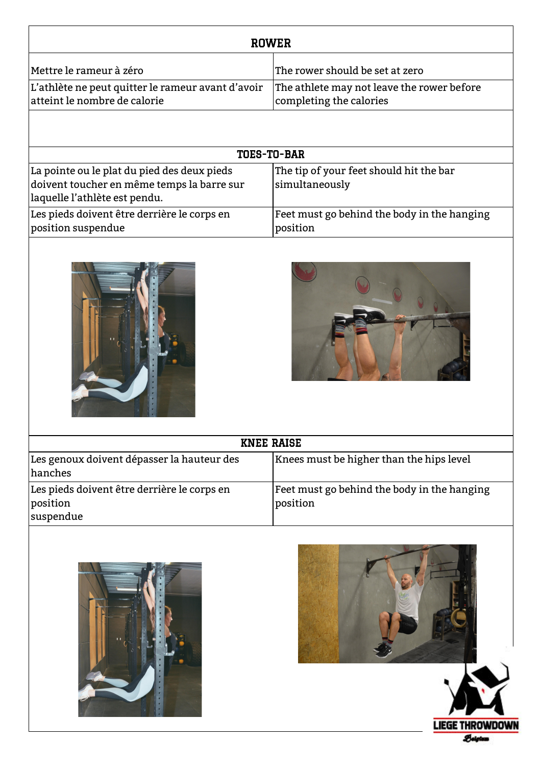| ROWER | |
|---|---|
| Mettre le rameur à zéro | The rower should be set at zero |
| L'athlète ne peut quitter le rameur avant d'avoir atteint le nombre de calorie | The athlete may not leave the rower before completing the calories |

| TOES-TO-BAR | |
|---|---|
| La pointe ou le plat du pied des deux pieds doivent toucher en même temps la barre sur laquelle l'athlète est pendu. | The tip of your feet should hit the bar simultaneously |
| Les pieds doivent être derrière le corps en position suspendue | Feet must go behind the body in the hanging position |

| KNEE RAISE | |
|---|---|
| Les genoux doivent dépasser la hauteur des hanches | Knees must be higher than the hips level |
| Les pieds doivent être derrière le corps en position suspendue | Feet must go behind the body in the hanging position |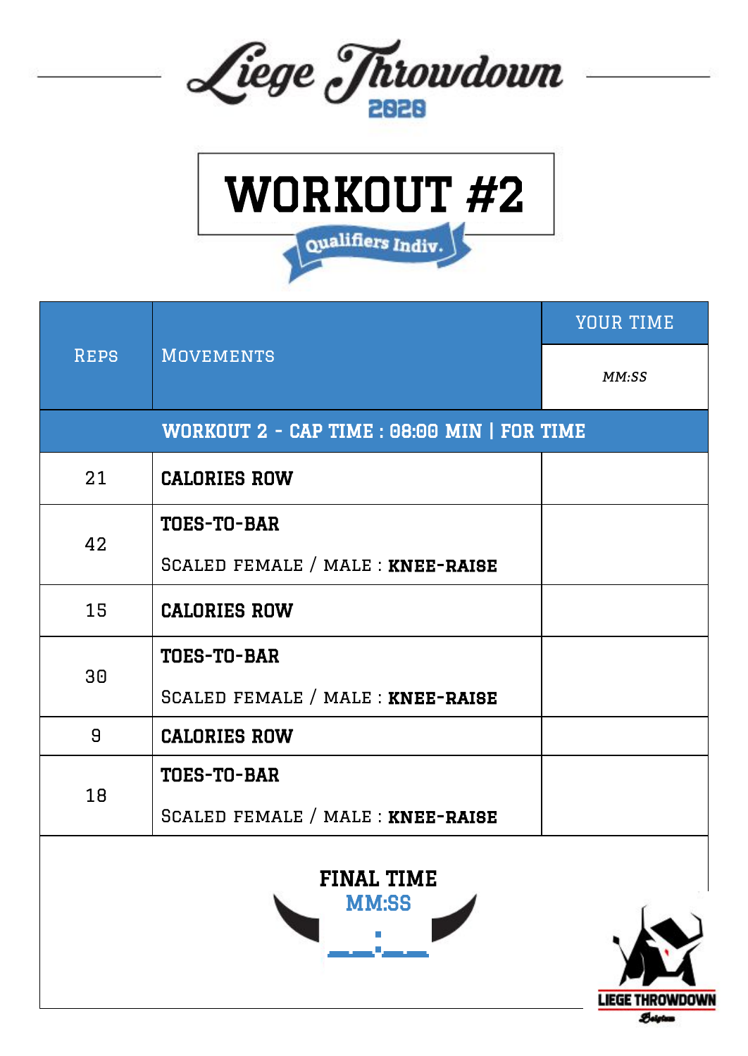# Liege Throwdown 2020

# WORKOUT #2

Qualifiers Indiv.

| Reps | Movements | Your Time |
|---|---|---|
| | | MM:SS |
| | **WORKOUT 2 - CAP TIME : 08:00 MIN \| FOR TIME** | |
| 21 | **CALORIES ROW** | |
| 42 | **TOES-TO-BAR**<br>Scaled Female / Male : **KNEE-RAISE** | |
| 15 | **CALORIES ROW** | |
| 30 | **TOES-TO-BAR**<br>Scaled Female / Male : **KNEE-RAISE** | |
| 9 | **CALORIES ROW** | |
| 18 | **TOES-TO-BAR**<br>Scaled Female / Male : **KNEE-RAISE** | |

**FINAL TIME**

MM:SS

__ __ : __ __

LIEGE THROWDOWN

Belgium